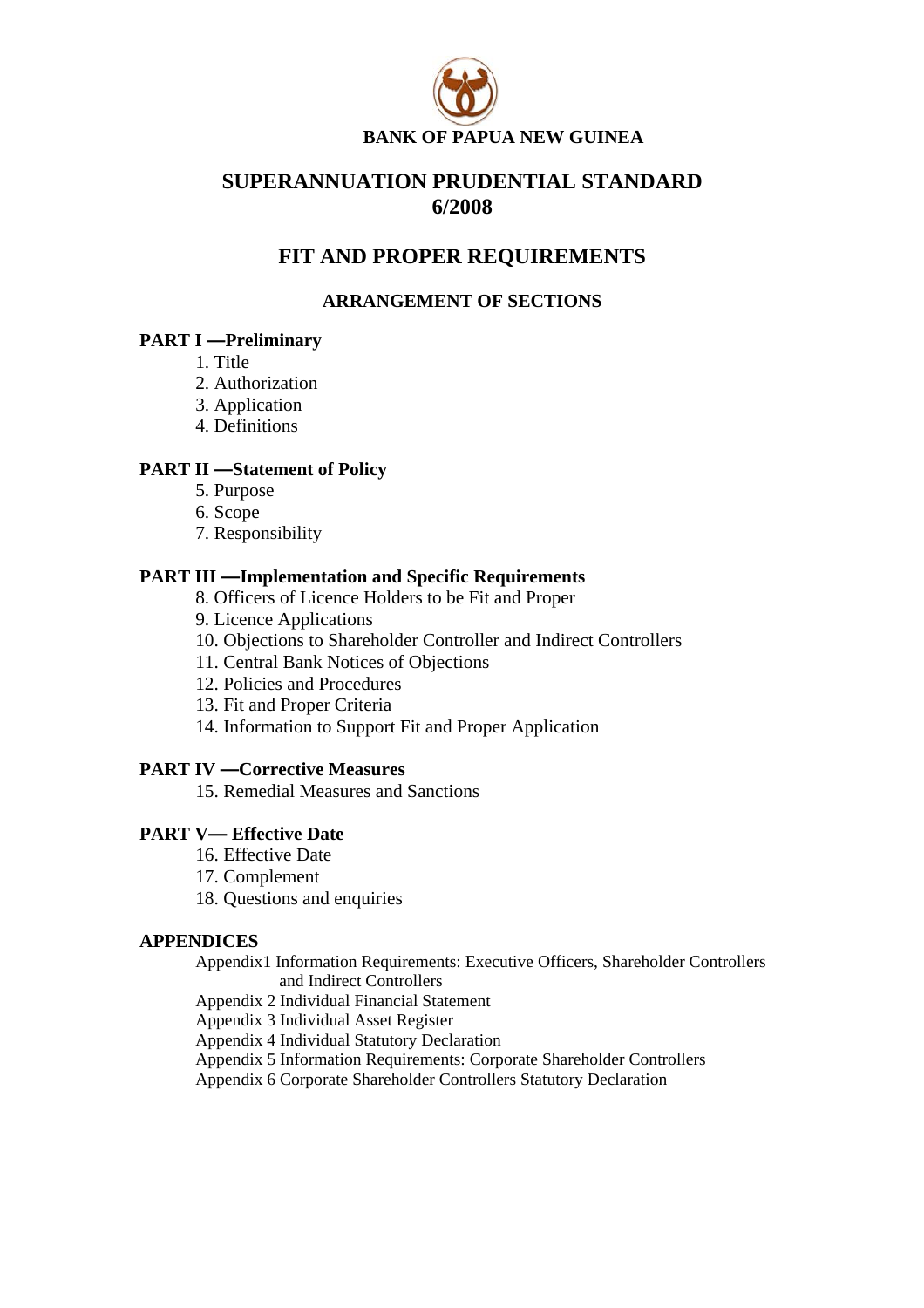**BANK OF PAPUA NEW GUINEA**

# SUPERANNUATION PRUDENTIAL STANDARD 6/2008

# FIT AND PROPER REQUIREMENTS

## ARRANGEMENT OF SECTIONS

**PART I —Preliminary**

1. Title
2. Authorization
3. Application
4. Definitions

**PART II —Statement of Policy**

5. Purpose
6. Scope
7. Responsibility

**PART III —Implementation and Specific Requirements**

8. Officers of Licence Holders to be Fit and Proper
9. Licence Applications
10. Objections to Shareholder Controller and Indirect Controllers
11. Central Bank Notices of Objections
12. Policies and Procedures
13. Fit and Proper Criteria
14. Information to Support Fit and Proper Application

**PART IV —Corrective Measures**

15. Remedial Measures and Sanctions

**PART V— Effective Date**

16. Effective Date
17. Complement
18. Questions and enquiries

**APPENDICES**

Appendix1 Information Requirements: Executive Officers, Shareholder Controllers and Indirect Controllers
Appendix 2 Individual Financial Statement
Appendix 3 Individual Asset Register
Appendix 4 Individual Statutory Declaration
Appendix 5 Information Requirements: Corporate Shareholder Controllers
Appendix 6 Corporate Shareholder Controllers Statutory Declaration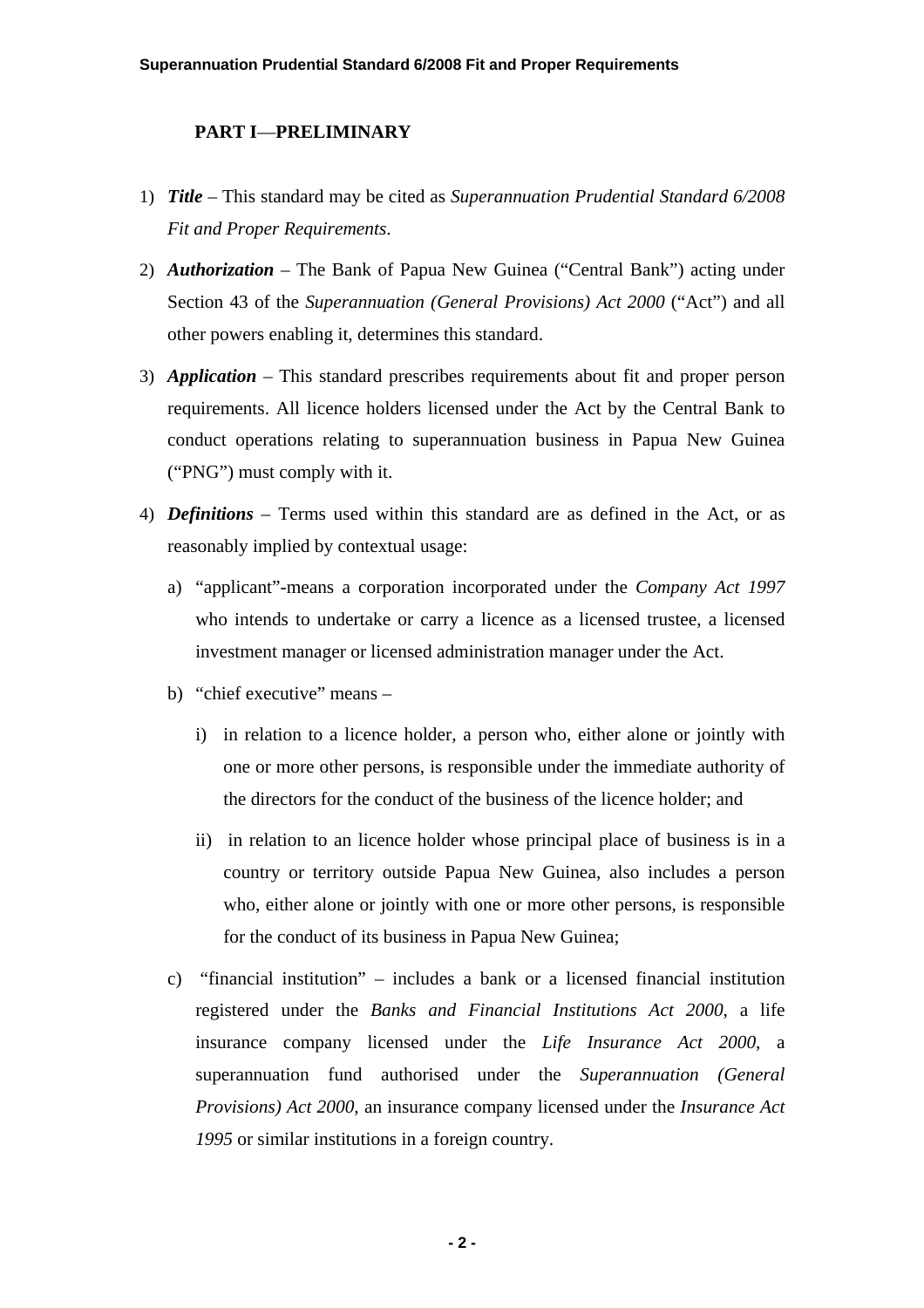## PART I—PRELIMINARY

1) ***Title*** – This standard may be cited as *Superannuation Prudential Standard 6/2008 Fit and Proper Requirements*.

2) ***Authorization*** – The Bank of Papua New Guinea ("Central Bank") acting under Section 43 of the *Superannuation (General Provisions) Act 2000* ("Act") and all other powers enabling it, determines this standard.

3) ***Application*** – This standard prescribes requirements about fit and proper person requirements. All licence holders licensed under the Act by the Central Bank to conduct operations relating to superannuation business in Papua New Guinea ("PNG") must comply with it.

4) ***Definitions*** – Terms used within this standard are as defined in the Act, or as reasonably implied by contextual usage:

   a) "applicant"-means a corporation incorporated under the *Company Act 1997* who intends to undertake or carry a licence as a licensed trustee, a licensed investment manager or licensed administration manager under the Act.

   b) "chief executive" means –

      i) in relation to a licence holder, a person who, either alone or jointly with one or more other persons, is responsible under the immediate authority of the directors for the conduct of the business of the licence holder; and

      ii) in relation to an licence holder whose principal place of business is in a country or territory outside Papua New Guinea, also includes a person who, either alone or jointly with one or more other persons, is responsible for the conduct of its business in Papua New Guinea;

   c) "financial institution" – includes a bank or a licensed financial institution registered under the *Banks and Financial Institutions Act 2000*, a life insurance company licensed under the *Life Insurance Act 2000*, a superannuation fund authorised under the *Superannuation (General Provisions) Act 2000*, an insurance company licensed under the *Insurance Act 1995* or similar institutions in a foreign country.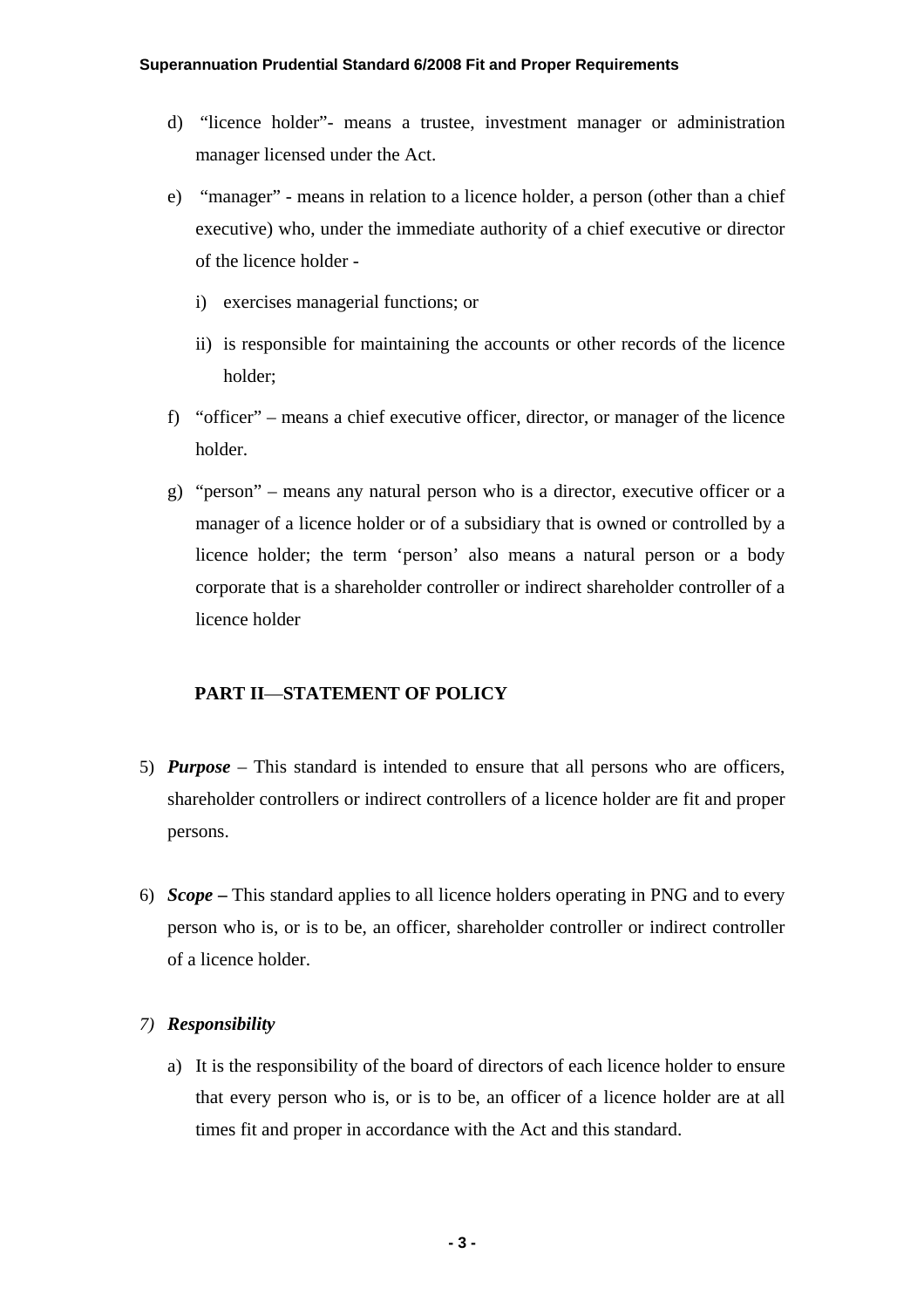d) "licence holder"- means a trustee, investment manager or administration manager licensed under the Act.

e) "manager" - means in relation to a licence holder, a person (other than a chief executive) who, under the immediate authority of a chief executive or director of the licence holder -

   i) exercises managerial functions; or

   ii) is responsible for maintaining the accounts or other records of the licence holder;

f) "officer" – means a chief executive officer, director, or manager of the licence holder.

g) "person" – means any natural person who is a director, executive officer or a manager of a licence holder or of a subsidiary that is owned or controlled by a licence holder; the term 'person' also means a natural person or a body corporate that is a shareholder controller or indirect shareholder controller of a licence holder

## PART II—STATEMENT OF POLICY

5) ***Purpose*** – This standard is intended to ensure that all persons who are officers, shareholder controllers or indirect controllers of a licence holder are fit and proper persons.

6) ***Scope –*** This standard applies to all licence holders operating in PNG and to every person who is, or is to be, an officer, shareholder controller or indirect controller of a licence holder.

*7)* ***Responsibility***

   a) It is the responsibility of the board of directors of each licence holder to ensure that every person who is, or is to be, an officer of a licence holder are at all times fit and proper in accordance with the Act and this standard.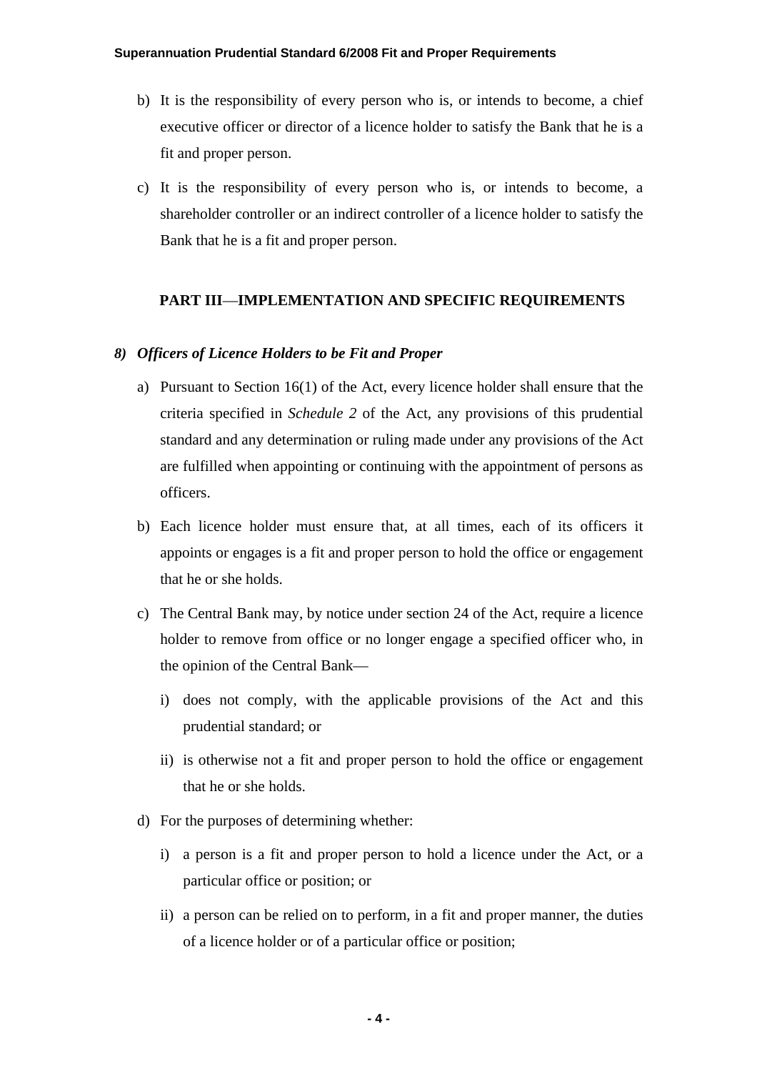b) It is the responsibility of every person who is, or intends to become, a chief executive officer or director of a licence holder to satisfy the Bank that he is a fit and proper person.

c) It is the responsibility of every person who is, or intends to become, a shareholder controller or an indirect controller of a licence holder to satisfy the Bank that he is a fit and proper person.

## PART III—IMPLEMENTATION AND SPECIFIC REQUIREMENTS

### *8) Officers of Licence Holders to be Fit and Proper*

a) Pursuant to Section 16(1) of the Act, every licence holder shall ensure that the criteria specified in *Schedule 2* of the Act, any provisions of this prudential standard and any determination or ruling made under any provisions of the Act are fulfilled when appointing or continuing with the appointment of persons as officers.

b) Each licence holder must ensure that, at all times, each of its officers it appoints or engages is a fit and proper person to hold the office or engagement that he or she holds.

c) The Central Bank may, by notice under section 24 of the Act, require a licence holder to remove from office or no longer engage a specified officer who, in the opinion of the Central Bank—

   i) does not comply, with the applicable provisions of the Act and this prudential standard; or

   ii) is otherwise not a fit and proper person to hold the office or engagement that he or she holds.

d) For the purposes of determining whether:

   i) a person is a fit and proper person to hold a licence under the Act, or a particular office or position; or

   ii) a person can be relied on to perform, in a fit and proper manner, the duties of a licence holder or of a particular office or position;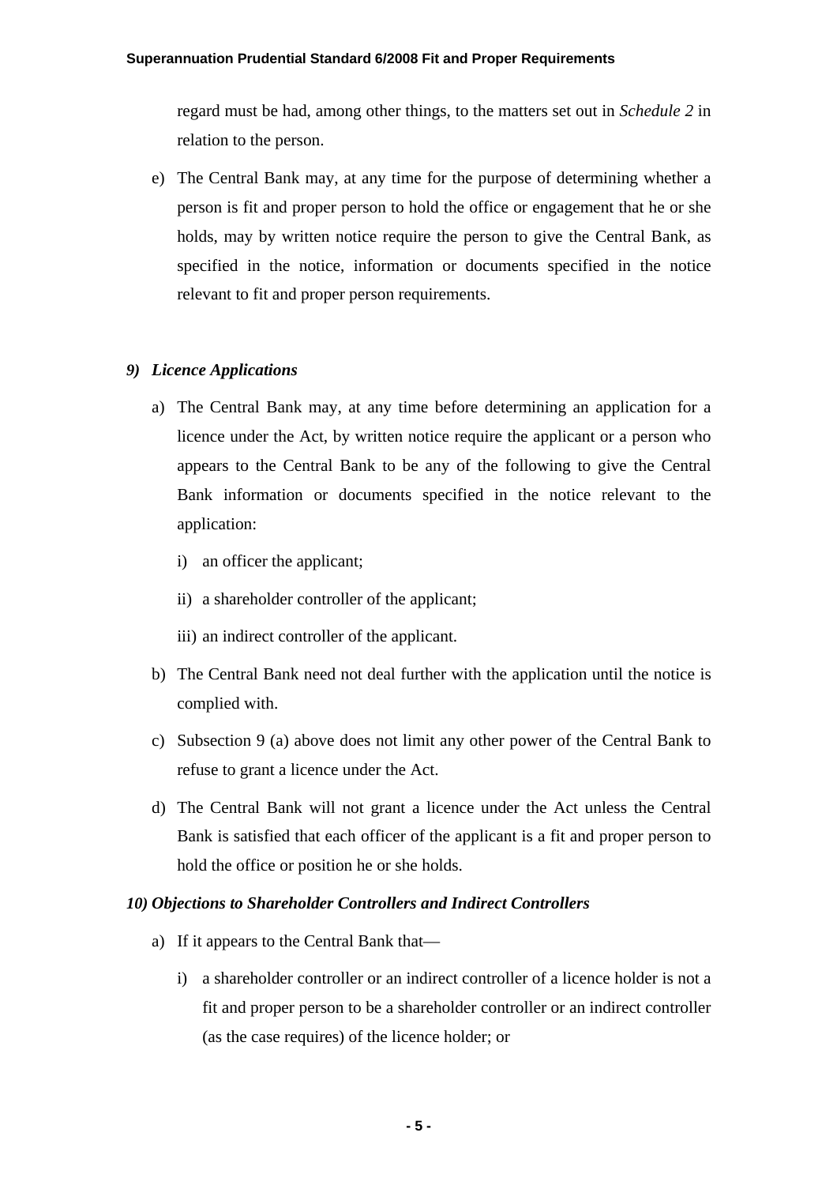regard must be had, among other things, to the matters set out in *Schedule 2* in relation to the person.

e) The Central Bank may, at any time for the purpose of determining whether a person is fit and proper person to hold the office or engagement that he or she holds, may by written notice require the person to give the Central Bank, as specified in the notice, information or documents specified in the notice relevant to fit and proper person requirements.

### *9) Licence Applications*

a) The Central Bank may, at any time before determining an application for a licence under the Act, by written notice require the applicant or a person who appears to the Central Bank to be any of the following to give the Central Bank information or documents specified in the notice relevant to the application:

   i) an officer the applicant;

   ii) a shareholder controller of the applicant;

   iii) an indirect controller of the applicant.

b) The Central Bank need not deal further with the application until the notice is complied with.

c) Subsection 9 (a) above does not limit any other power of the Central Bank to refuse to grant a licence under the Act.

d) The Central Bank will not grant a licence under the Act unless the Central Bank is satisfied that each officer of the applicant is a fit and proper person to hold the office or position he or she holds.

### *10) Objections to Shareholder Controllers and Indirect Controllers*

a) If it appears to the Central Bank that—

   i) a shareholder controller or an indirect controller of a licence holder is not a fit and proper person to be a shareholder controller or an indirect controller (as the case requires) of the licence holder; or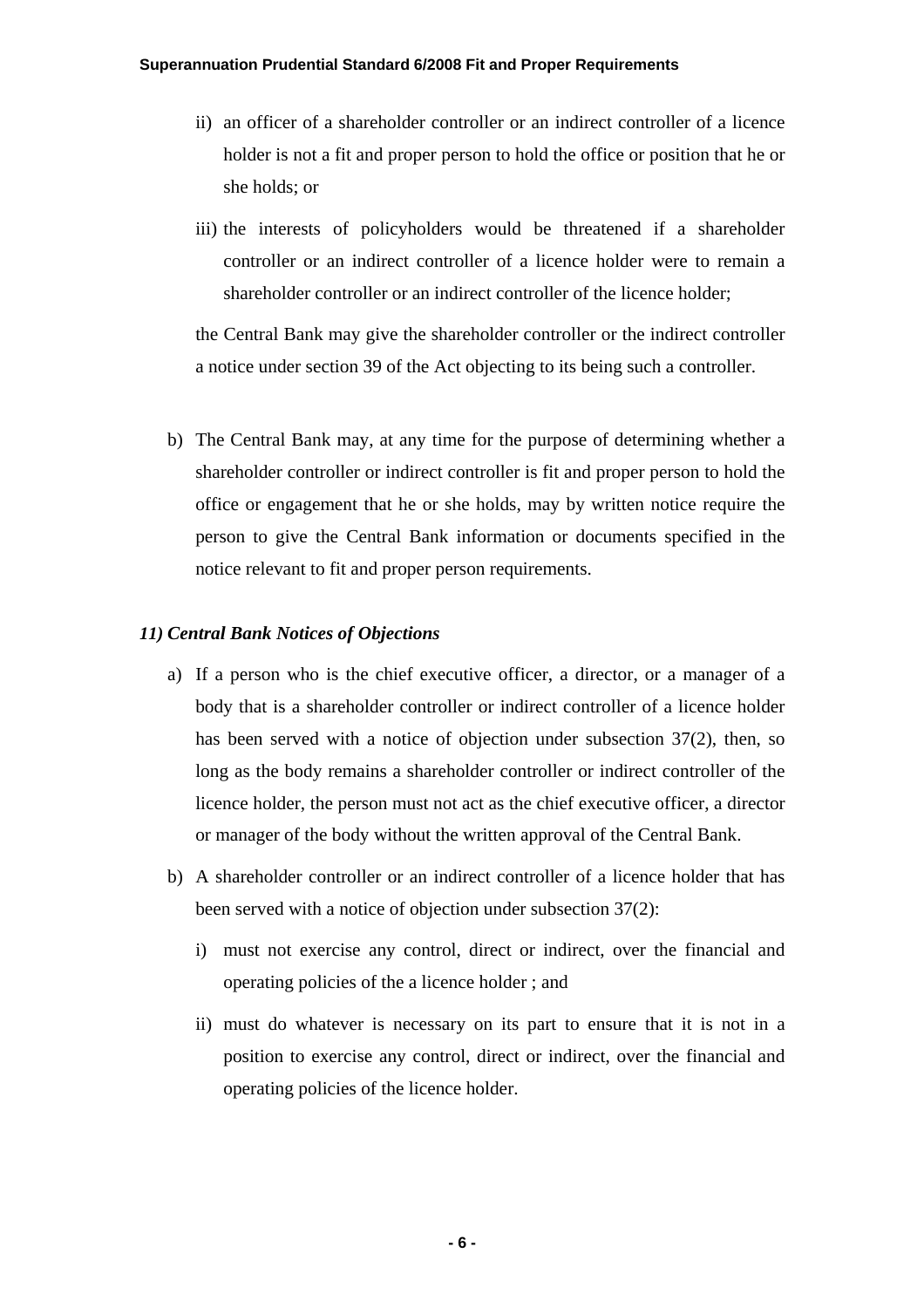ii) an officer of a shareholder controller or an indirect controller of a licence holder is not a fit and proper person to hold the office or position that he or she holds; or

iii) the interests of policyholders would be threatened if a shareholder controller or an indirect controller of a licence holder were to remain a shareholder controller or an indirect controller of the licence holder;

the Central Bank may give the shareholder controller or the indirect controller a notice under section 39 of the Act objecting to its being such a controller.

b) The Central Bank may, at any time for the purpose of determining whether a shareholder controller or indirect controller is fit and proper person to hold the office or engagement that he or she holds, may by written notice require the person to give the Central Bank information or documents specified in the notice relevant to fit and proper person requirements.

### *11) Central Bank Notices of Objections*

a) If a person who is the chief executive officer, a director, or a manager of a body that is a shareholder controller or indirect controller of a licence holder has been served with a notice of objection under subsection 37(2), then, so long as the body remains a shareholder controller or indirect controller of the licence holder, the person must not act as the chief executive officer, a director or manager of the body without the written approval of the Central Bank.

b) A shareholder controller or an indirect controller of a licence holder that has been served with a notice of objection under subsection 37(2):

   i) must not exercise any control, direct or indirect, over the financial and operating policies of the a licence holder ; and

   ii) must do whatever is necessary on its part to ensure that it is not in a position to exercise any control, direct or indirect, over the financial and operating policies of the licence holder.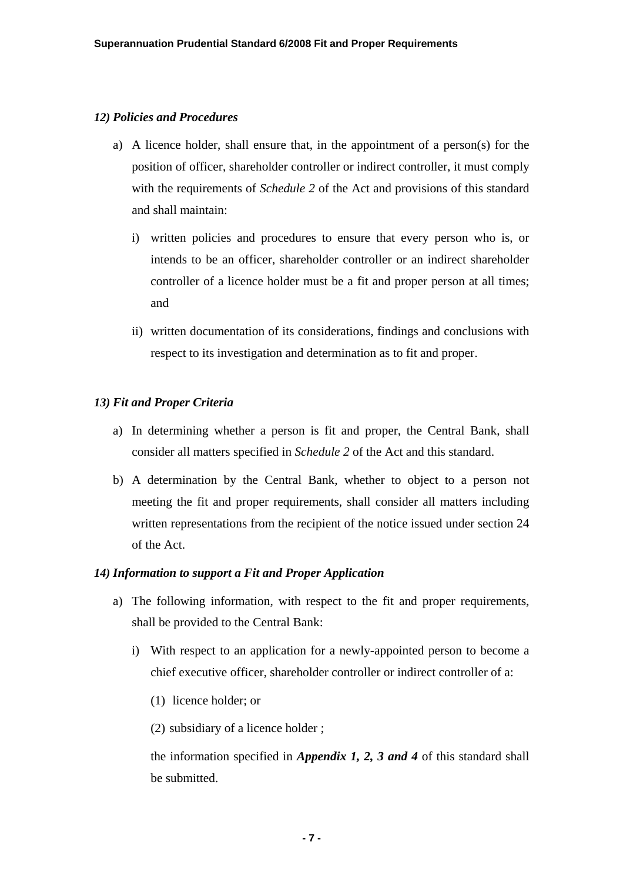### *12) Policies and Procedures*

a) A licence holder, shall ensure that, in the appointment of a person(s) for the position of officer, shareholder controller or indirect controller, it must comply with the requirements of *Schedule 2* of the Act and provisions of this standard and shall maintain:

   i) written policies and procedures to ensure that every person who is, or intends to be an officer, shareholder controller or an indirect shareholder controller of a licence holder must be a fit and proper person at all times; and

   ii) written documentation of its considerations, findings and conclusions with respect to its investigation and determination as to fit and proper.

### *13) Fit and Proper Criteria*

a) In determining whether a person is fit and proper, the Central Bank, shall consider all matters specified in *Schedule 2* of the Act and this standard.

b) A determination by the Central Bank, whether to object to a person not meeting the fit and proper requirements, shall consider all matters including written representations from the recipient of the notice issued under section 24 of the Act.

### *14) Information to support a Fit and Proper Application*

a) The following information, with respect to the fit and proper requirements, shall be provided to the Central Bank:

   i) With respect to an application for a newly-appointed person to become a chief executive officer, shareholder controller or indirect controller of a:

      (1) licence holder; or

      (2) subsidiary of a licence holder ;

   the information specified in ***Appendix 1, 2, 3 and 4*** of this standard shall be submitted.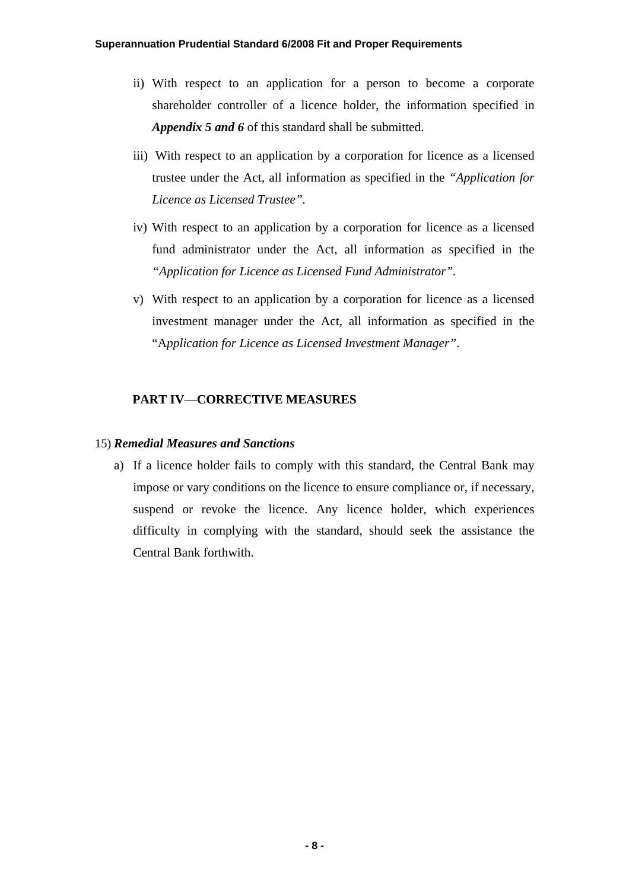ii) With respect to an application for a person to become a corporate shareholder controller of a licence holder, the information specified in ***Appendix 5 and 6*** of this standard shall be submitted.

iii) With respect to an application by a corporation for licence as a licensed trustee under the Act, all information as specified in the *"Application for Licence as Licensed Trustee"*.

iv) With respect to an application by a corporation for licence as a licensed fund administrator under the Act, all information as specified in the *"Application for Licence as Licensed Fund Administrator"*.

v) With respect to an application by a corporation for licence as a licensed investment manager under the Act, all information as specified in the "A*pplication for Licence as Licensed Investment Manager"*.

## PART IV—CORRECTIVE MEASURES

15) ***Remedial Measures and Sanctions***

a) If a licence holder fails to comply with this standard, the Central Bank may impose or vary conditions on the licence to ensure compliance or, if necessary, suspend or revoke the licence. Any licence holder, which experiences difficulty in complying with the standard, should seek the assistance the Central Bank forthwith.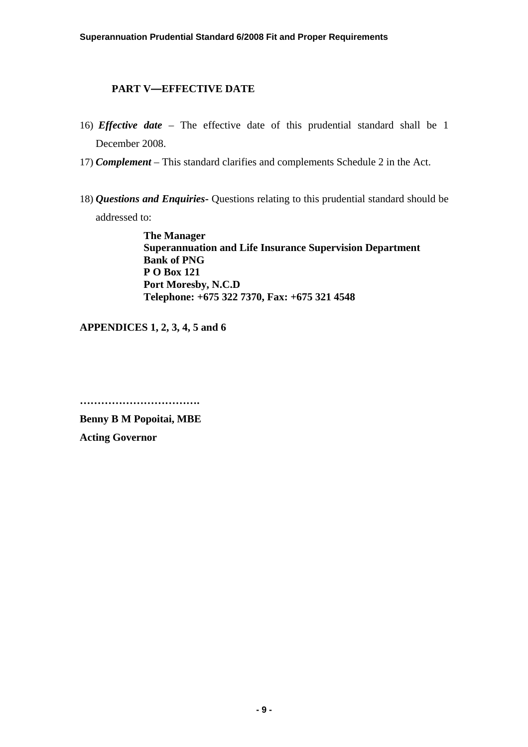## PART V—EFFECTIVE DATE

16) ***Effective date*** – The effective date of this prudential standard shall be 1 December 2008.

17) ***Complement*** – This standard clarifies and complements Schedule 2 in the Act.

18) ***Questions and Enquiries***- Questions relating to this prudential standard should be addressed to:

> **The Manager**
> **Superannuation and Life Insurance Supervision Department**
> **Bank of PNG**
> **P O Box 121**
> **Port Moresby, N.C.D**
> **Telephone: +675 322 7370, Fax: +675 321 4548**

**APPENDICES 1, 2, 3, 4, 5 and 6**

**…………………………….**

**Benny B M Popoitai, MBE**

**Acting Governor**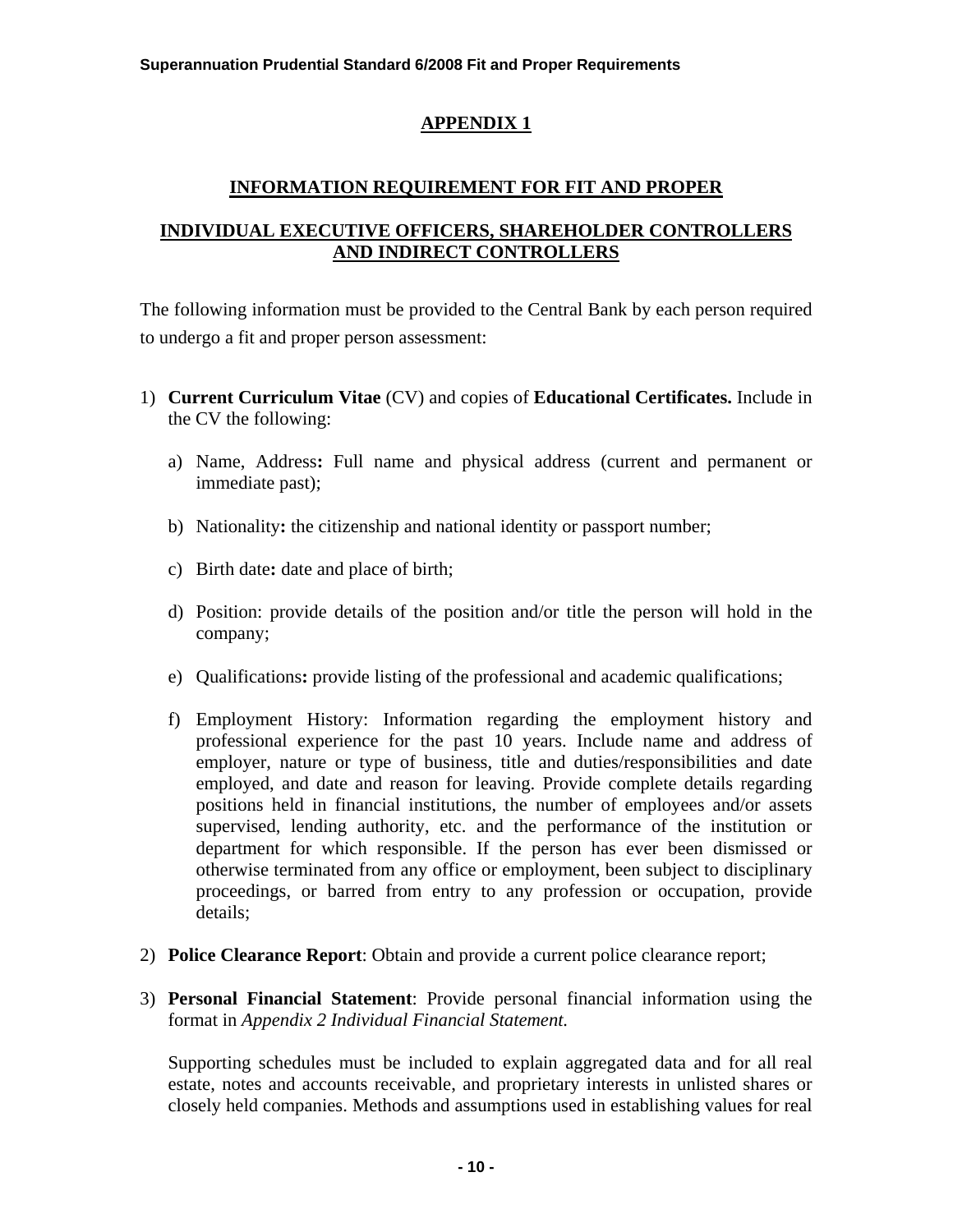# APPENDIX 1

## INFORMATION REQUIREMENT FOR FIT AND PROPER

## INDIVIDUAL EXECUTIVE OFFICERS, SHAREHOLDER CONTROLLERS AND INDIRECT CONTROLLERS

The following information must be provided to the Central Bank by each person required to undergo a fit and proper person assessment:

1) **Current Curriculum Vitae** (CV) and copies of **Educational Certificates.** Include in the CV the following:

   a) Name, Address**:** Full name and physical address (current and permanent or immediate past);

   b) Nationality**:** the citizenship and national identity or passport number;

   c) Birth date**:** date and place of birth;

   d) Position: provide details of the position and/or title the person will hold in the company;

   e) Qualifications**:** provide listing of the professional and academic qualifications;

   f) Employment History: Information regarding the employment history and professional experience for the past 10 years. Include name and address of employer, nature or type of business, title and duties/responsibilities and date employed, and date and reason for leaving. Provide complete details regarding positions held in financial institutions, the number of employees and/or assets supervised, lending authority, etc. and the performance of the institution or department for which responsible. If the person has ever been dismissed or otherwise terminated from any office or employment, been subject to disciplinary proceedings, or barred from entry to any profession or occupation, provide details;

2) **Police Clearance Report**: Obtain and provide a current police clearance report;

3) **Personal Financial Statement**: Provide personal financial information using the format in *Appendix 2 Individual Financial Statement.*

   Supporting schedules must be included to explain aggregated data and for all real estate, notes and accounts receivable, and proprietary interests in unlisted shares or closely held companies. Methods and assumptions used in establishing values for real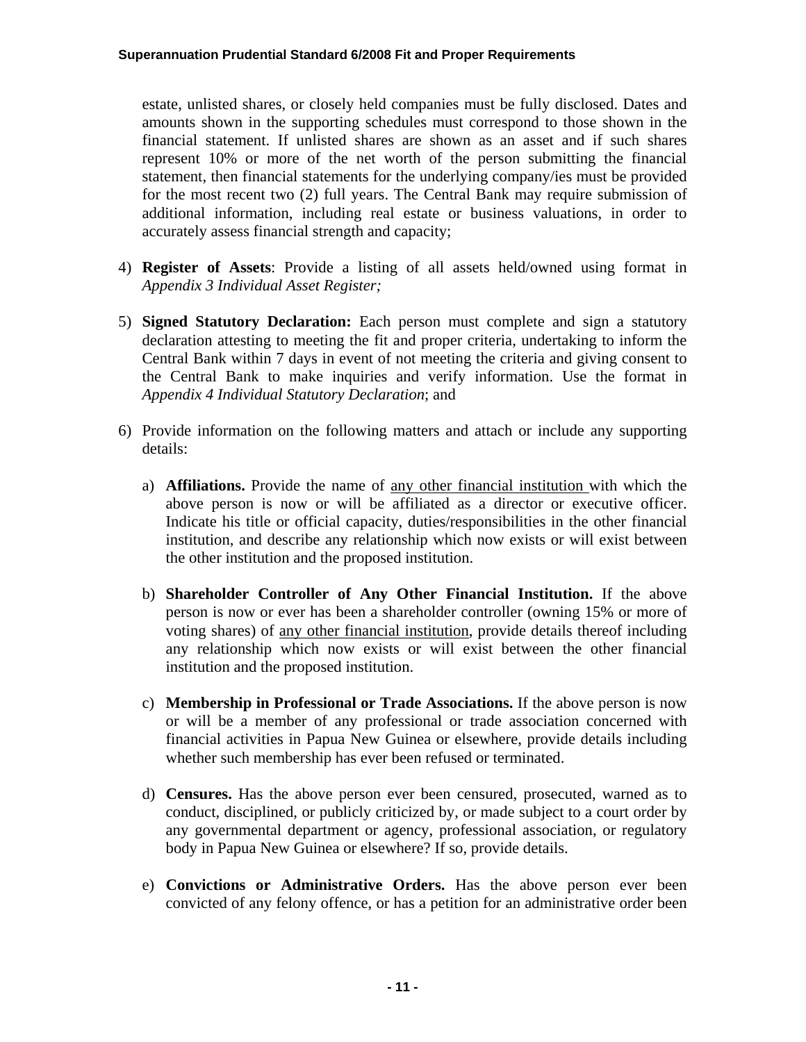estate, unlisted shares, or closely held companies must be fully disclosed. Dates and amounts shown in the supporting schedules must correspond to those shown in the financial statement. If unlisted shares are shown as an asset and if such shares represent 10% or more of the net worth of the person submitting the financial statement, then financial statements for the underlying company/ies must be provided for the most recent two (2) full years. The Central Bank may require submission of additional information, including real estate or business valuations, in order to accurately assess financial strength and capacity;

4) **Register of Assets**: Provide a listing of all assets held/owned using format in *Appendix 3 Individual Asset Register;*

5) **Signed Statutory Declaration:** Each person must complete and sign a statutory declaration attesting to meeting the fit and proper criteria, undertaking to inform the Central Bank within 7 days in event of not meeting the criteria and giving consent to the Central Bank to make inquiries and verify information. Use the format in *Appendix 4 Individual Statutory Declaration*; and

6) Provide information on the following matters and attach or include any supporting details:

   a) **Affiliations.** Provide the name of <u>any other financial institution</u> with which the above person is now or will be affiliated as a director or executive officer. Indicate his title or official capacity, duties/responsibilities in the other financial institution, and describe any relationship which now exists or will exist between the other institution and the proposed institution.

   b) **Shareholder Controller of Any Other Financial Institution.** If the above person is now or ever has been a shareholder controller (owning 15% or more of voting shares) of <u>any other financial institution</u>, provide details thereof including any relationship which now exists or will exist between the other financial institution and the proposed institution.

   c) **Membership in Professional or Trade Associations.** If the above person is now or will be a member of any professional or trade association concerned with financial activities in Papua New Guinea or elsewhere, provide details including whether such membership has ever been refused or terminated.

   d) **Censures.** Has the above person ever been censured, prosecuted, warned as to conduct, disciplined, or publicly criticized by, or made subject to a court order by any governmental department or agency, professional association, or regulatory body in Papua New Guinea or elsewhere? If so, provide details.

   e) **Convictions or Administrative Orders.** Has the above person ever been convicted of any felony offence, or has a petition for an administrative order been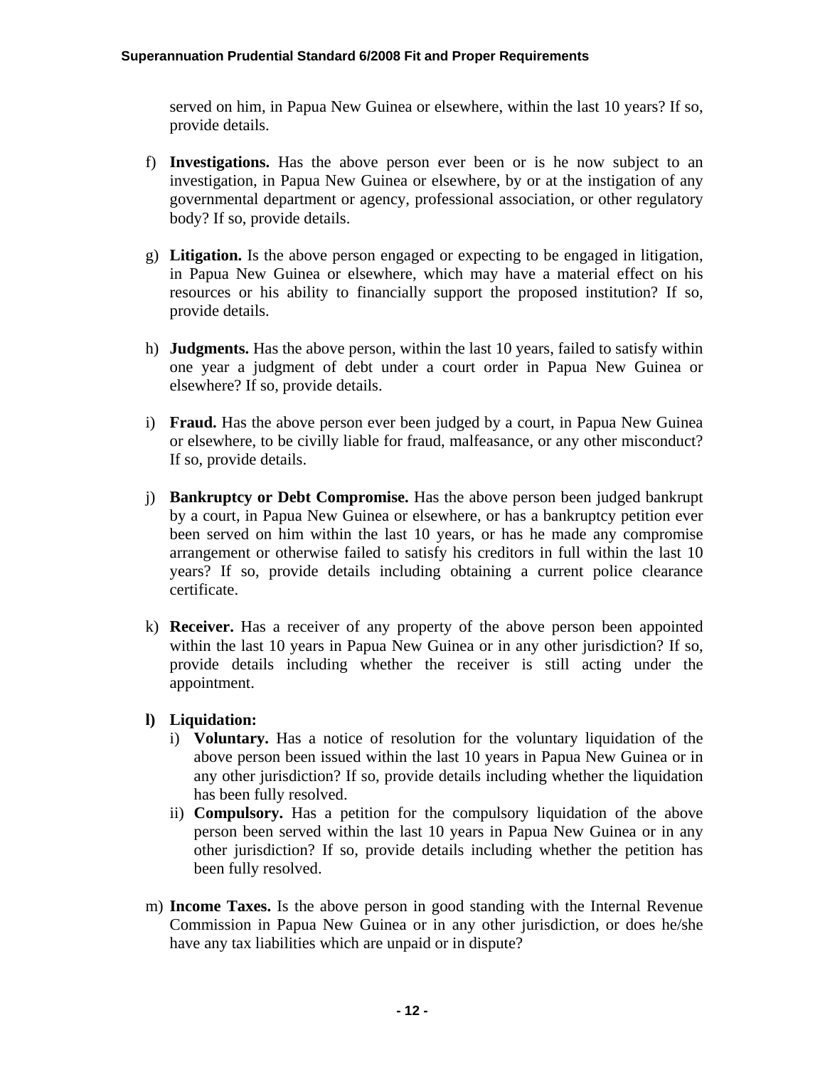served on him, in Papua New Guinea or elsewhere, within the last 10 years? If so, provide details.

f) **Investigations.** Has the above person ever been or is he now subject to an investigation, in Papua New Guinea or elsewhere, by or at the instigation of any governmental department or agency, professional association, or other regulatory body? If so, provide details.

g) **Litigation.** Is the above person engaged or expecting to be engaged in litigation, in Papua New Guinea or elsewhere, which may have a material effect on his resources or his ability to financially support the proposed institution? If so, provide details.

h) **Judgments.** Has the above person, within the last 10 years, failed to satisfy within one year a judgment of debt under a court order in Papua New Guinea or elsewhere? If so, provide details.

i) **Fraud.** Has the above person ever been judged by a court, in Papua New Guinea or elsewhere, to be civilly liable for fraud, malfeasance, or any other misconduct? If so, provide details.

j) **Bankruptcy or Debt Compromise.** Has the above person been judged bankrupt by a court, in Papua New Guinea or elsewhere, or has a bankruptcy petition ever been served on him within the last 10 years, or has he made any compromise arrangement or otherwise failed to satisfy his creditors in full within the last 10 years? If so, provide details including obtaining a current police clearance certificate.

k) **Receiver.** Has a receiver of any property of the above person been appointed within the last 10 years in Papua New Guinea or in any other jurisdiction? If so, provide details including whether the receiver is still acting under the appointment.

**l) Liquidation:**

   i) **Voluntary.** Has a notice of resolution for the voluntary liquidation of the above person been issued within the last 10 years in Papua New Guinea or in any other jurisdiction? If so, provide details including whether the liquidation has been fully resolved.

   ii) **Compulsory.** Has a petition for the compulsory liquidation of the above person been served within the last 10 years in Papua New Guinea or in any other jurisdiction? If so, provide details including whether the petition has been fully resolved.

m) **Income Taxes.** Is the above person in good standing with the Internal Revenue Commission in Papua New Guinea or in any other jurisdiction, or does he/she have any tax liabilities which are unpaid or in dispute?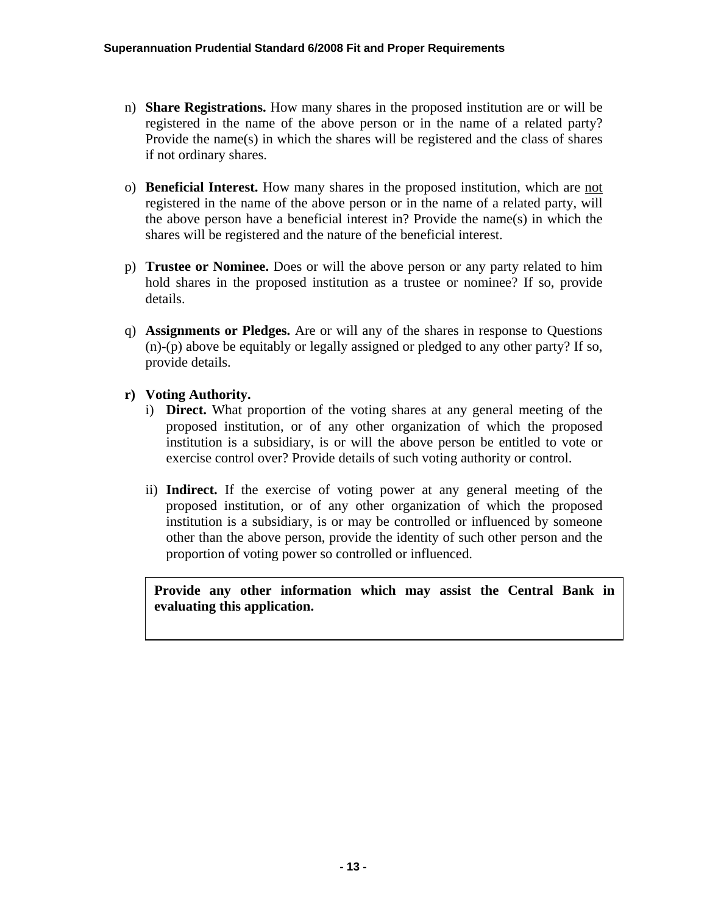n) **Share Registrations.** How many shares in the proposed institution are or will be registered in the name of the above person or in the name of a related party? Provide the name(s) in which the shares will be registered and the class of shares if not ordinary shares.

o) **Beneficial Interest.** How many shares in the proposed institution, which are <u>not</u> registered in the name of the above person or in the name of a related party, will the above person have a beneficial interest in? Provide the name(s) in which the shares will be registered and the nature of the beneficial interest.

p) **Trustee or Nominee.** Does or will the above person or any party related to him hold shares in the proposed institution as a trustee or nominee? If so, provide details.

q) **Assignments or Pledges.** Are or will any of the shares in response to Questions (n)-(p) above be equitably or legally assigned or pledged to any other party? If so, provide details.

**r) Voting Authority.**

i) **Direct.** What proportion of the voting shares at any general meeting of the proposed institution, or of any other organization of which the proposed institution is a subsidiary, is or will the above person be entitled to vote or exercise control over? Provide details of such voting authority or control.

ii) **Indirect.** If the exercise of voting power at any general meeting of the proposed institution, or of any other organization of which the proposed institution is a subsidiary, is or may be controlled or influenced by someone other than the above person, provide the identity of such other person and the proportion of voting power so controlled or influenced.

| **Provide any other information which may assist the Central Bank in evaluating this application.** |
|---|
| |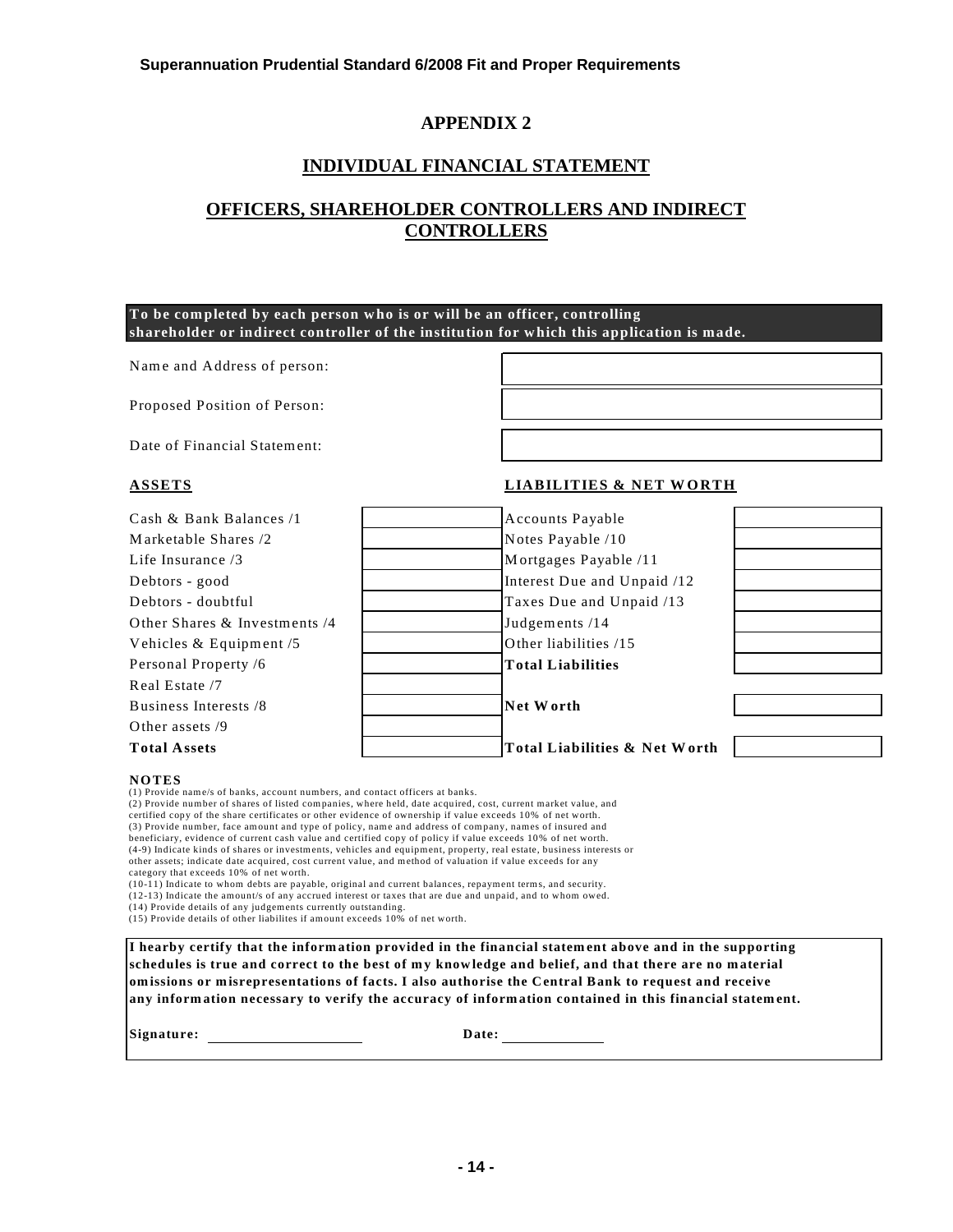# APPENDIX 2

## INDIVIDUAL FINANCIAL STATEMENT

## OFFICERS, SHAREHOLDER CONTROLLERS AND INDIRECT CONTROLLERS

**To be completed by each person who is or will be an officer, controlling shareholder or indirect controller of the institution for which this application is made.**

| | |
|---|---|
| Name and Address of person: | |
| Proposed Position of Person: | |
| Date of Financial Statement: | |

| **ASSETS** | | **LIABILITIES & NET WORTH** | |
|---|---|---|---|
| Cash & Bank Balances /1 | | Accounts Payable | |
| Marketable Shares /2 | | Notes Payable /10 | |
| Life Insurance /3 | | Mortgages Payable /11 | |
| Debtors - good | | Interest Due and Unpaid /12 | |
| Debtors - doubtful | | Taxes Due and Unpaid /13 | |
| Other Shares & Investments /4 | | Judgements /14 | |
| Vehicles & Equipment /5 | | Other liabilities /15 | |
| Personal Property /6 | | **Total Liabilities** | |
| Real Estate /7 | | | |
| Business Interests /8 | | **Net Worth** | |
| Other assets /9 | | | |
| **Total Assets** | | **Total Liabilities & Net Worth** | |

**NOTES**

(1) Provide name/s of banks, account numbers, and contact officers at banks.
(2) Provide number of shares of listed companies, where held, date acquired, cost, current market value, and certified copy of the share certificates or other evidence of ownership if value exceeds 10% of net worth.
(3) Provide number, face amount and type of policy, name and address of company, names of insured and beneficiary, evidence of current cash value and certified copy of policy if value exceeds 10% of net worth.
(4-9) Indicate kinds of shares or investments, vehicles and equipment, property, real estate, business interests or other assets; indicate date acquired, cost current value, and method of valuation if value exceeds for any category that exceeds 10% of net worth.
(10-11) Indicate to whom debts are payable, original and current balances, repayment terms, and security.
(12-13) Indicate the amount/s of any accrued interest or taxes that are due and unpaid, and to whom owed.
(14) Provide details of any judgements currently outstanding.
(15) Provide details of other liabilites if amount exceeds 10% of net worth.

**I hearby certify that the information provided in the financial statement above and in the supporting schedules is true and correct to the best of my knowledge and belief, and that there are no material omissions or misrepresentations of facts. I also authorise the Central Bank to request and receive any information necessary to verify the accuracy of information contained in this financial statement.**

**Signature:** ____________________ **Date:** ____________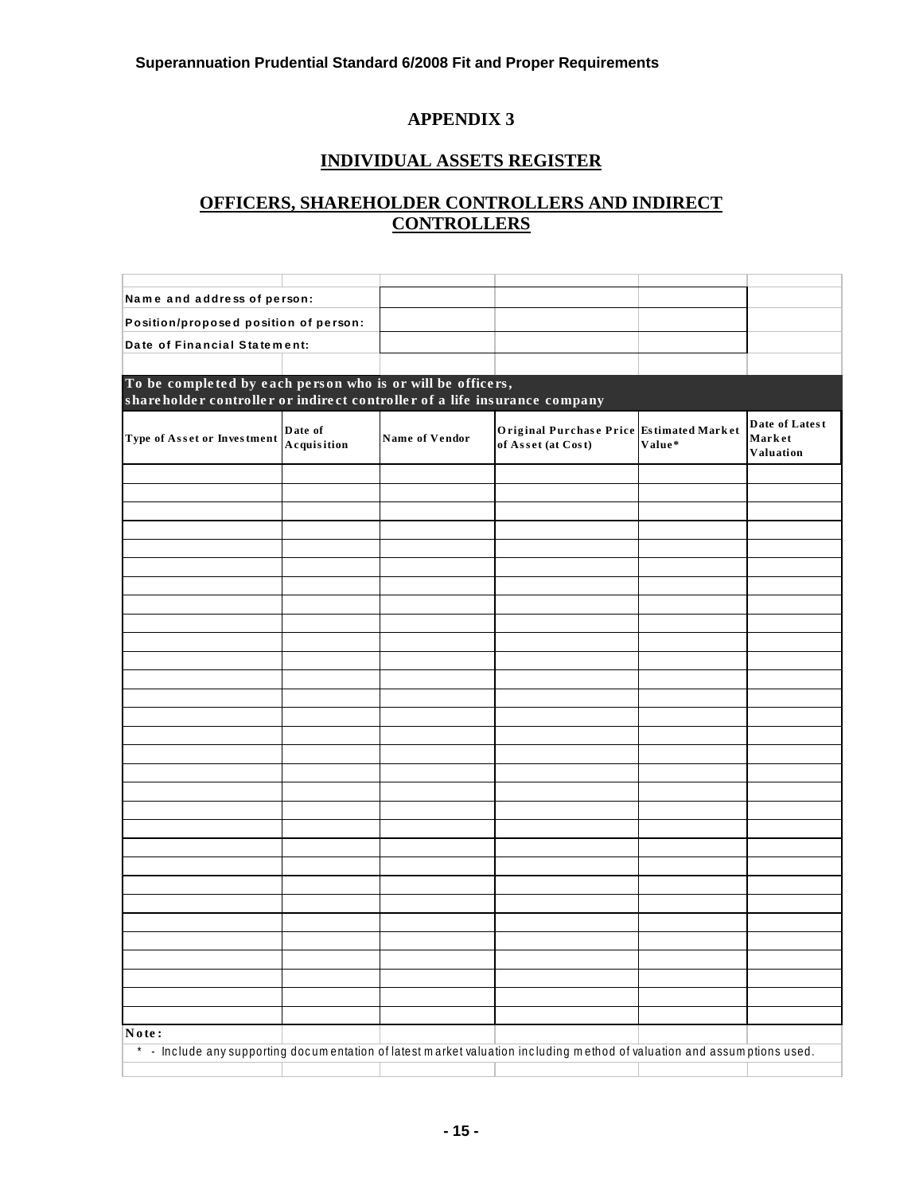# APPENDIX 3

## INDIVIDUAL ASSETS REGISTER

## OFFICERS, SHAREHOLDER CONTROLLERS AND INDIRECT CONTROLLERS

| | |
|---|---|
| Name and address of person: | |
| Position/proposed position of person: | |
| Date of Financial Statement: | |

**To be completed by each person who is or will be officers, shareholder controller or indirect controller of a life insurance company**

| Type of Asset or Investment | Date of Acquisition | Name of Vendor | Original Purchase Price of Asset (at Cost) | Estimated Market Value* | Date of Latest Market Valuation |
|---|---|---|---|---|---|
| | | | | | |
| | | | | | |
| | | | | | |
| | | | | | |
| | | | | | |
| | | | | | |
| | | | | | |
| | | | | | |
| | | | | | |
| | | | | | |
| | | | | | |
| | | | | | |
| | | | | | |
| | | | | | |
| | | | | | |
| | | | | | |
| | | | | | |
| | | | | | |
| | | | | | |
| | | | | | |
| | | | | | |
| | | | | | |
| | | | | | |
| | | | | | |
| | | | | | |
| | | | | | |
| | | | | | |
| | | | | | |
| | | | | | |
| | | | | | |

**Note:**

\* - Include any supporting documentation of latest market valuation including method of valuation and assumptions used.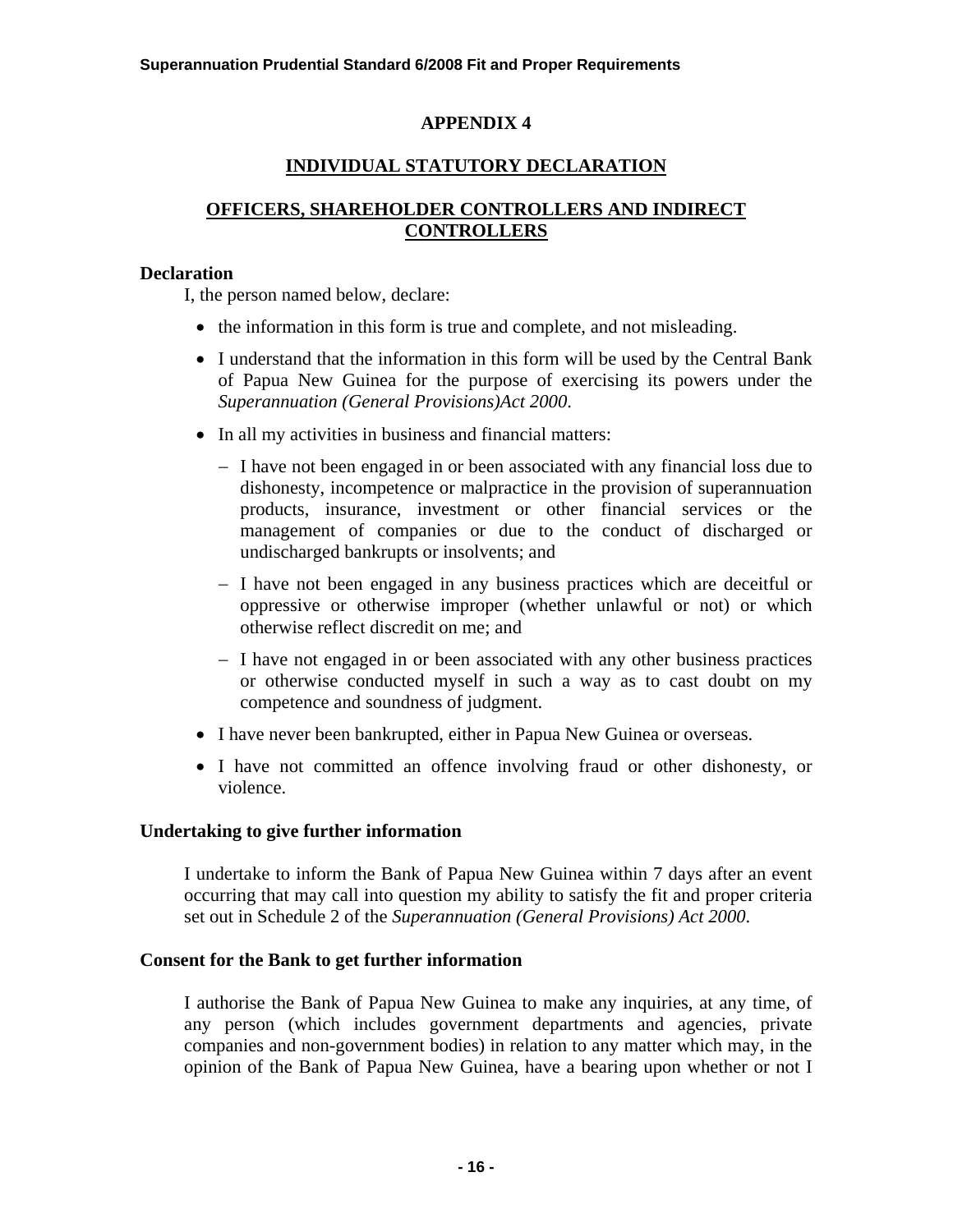## APPENDIX 4

## INDIVIDUAL STATUTORY DECLARATION

## OFFICERS, SHAREHOLDER CONTROLLERS AND INDIRECT CONTROLLERS

**Declaration**

I, the person named below, declare:

- the information in this form is true and complete, and not misleading.
- I understand that the information in this form will be used by the Central Bank of Papua New Guinea for the purpose of exercising its powers under the *Superannuation (General Provisions)Act 2000*.
- In all my activities in business and financial matters:
  - I have not been engaged in or been associated with any financial loss due to dishonesty, incompetence or malpractice in the provision of superannuation products, insurance, investment or other financial services or the management of companies or due to the conduct of discharged or undischarged bankrupts or insolvents; and
  - I have not been engaged in any business practices which are deceitful or oppressive or otherwise improper (whether unlawful or not) or which otherwise reflect discredit on me; and
  - I have not engaged in or been associated with any other business practices or otherwise conducted myself in such a way as to cast doubt on my competence and soundness of judgment.
- I have never been bankrupted, either in Papua New Guinea or overseas.
- I have not committed an offence involving fraud or other dishonesty, or violence.

**Undertaking to give further information**

I undertake to inform the Bank of Papua New Guinea within 7 days after an event occurring that may call into question my ability to satisfy the fit and proper criteria set out in Schedule 2 of the *Superannuation (General Provisions) Act 2000*.

**Consent for the Bank to get further information**

I authorise the Bank of Papua New Guinea to make any inquiries, at any time, of any person (which includes government departments and agencies, private companies and non-government bodies) in relation to any matter which may, in the opinion of the Bank of Papua New Guinea, have a bearing upon whether or not I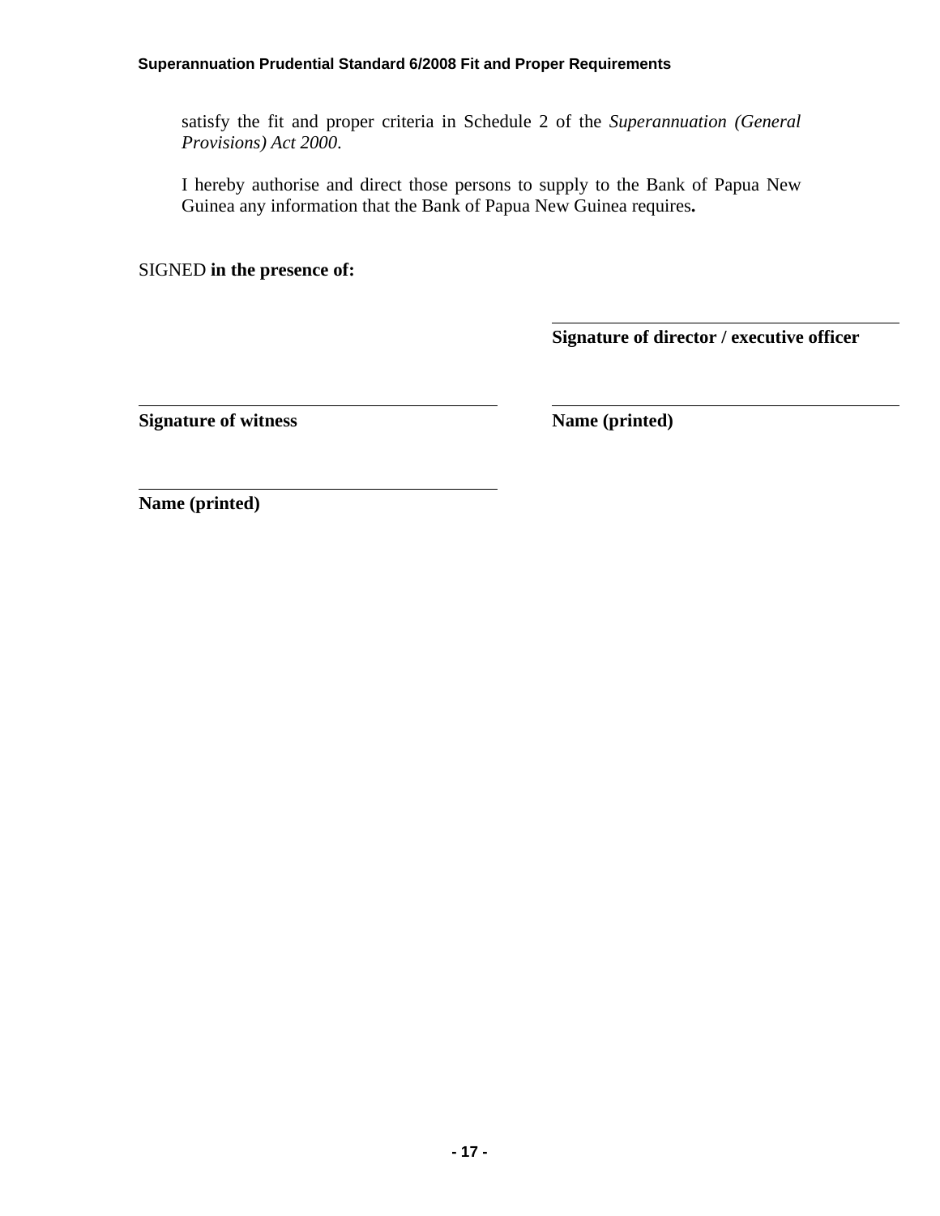satisfy the fit and proper criteria in Schedule 2 of the *Superannuation (General Provisions) Act 2000*.

I hereby authorise and direct those persons to supply to the Bank of Papua New Guinea any information that the Bank of Papua New Guinea requires**.**

SIGNED **in the presence of:**

\_\_\_\_\_\_\_\_\_\_\_\_\_\_\_\_\_\_\_\_\_\_\_\_\_\_\_\_\_\_\_\_\_\_\_\_\_\_

**Signature of director / executive officer**

\_\_\_\_\_\_\_\_\_\_\_\_\_\_\_\_\_\_\_\_\_\_\_\_\_\_\_\_\_\_\_\_\_\_\_\_\_\_

**Signature of witness**

\_\_\_\_\_\_\_\_\_\_\_\_\_\_\_\_\_\_\_\_\_\_\_\_\_\_\_\_\_\_\_\_\_\_\_\_\_\_

**Name (printed)**

\_\_\_\_\_\_\_\_\_\_\_\_\_\_\_\_\_\_\_\_\_\_\_\_\_\_\_\_\_\_\_\_\_\_\_\_\_\_

**Name (printed)**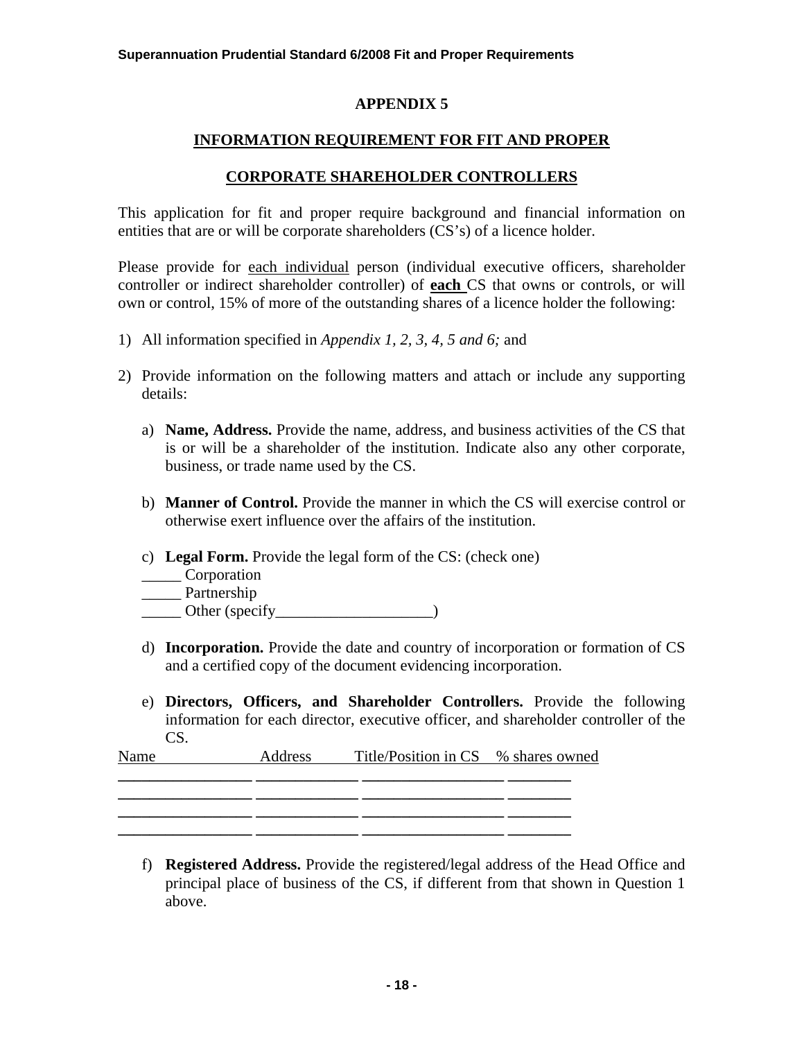# APPENDIX 5

## INFORMATION REQUIREMENT FOR FIT AND PROPER

## CORPORATE SHAREHOLDER CONTROLLERS

This application for fit and proper require background and financial information on entities that are or will be corporate shareholders (CS's) of a licence holder.

Please provide for each individual person (individual executive officers, shareholder controller or indirect shareholder controller) of **each** CS that owns or controls, or will own or control, 15% of more of the outstanding shares of a licence holder the following:

1) All information specified in *Appendix 1, 2, 3, 4, 5 and 6;* and

2) Provide information on the following matters and attach or include any supporting details:

   a) **Name, Address.** Provide the name, address, and business activities of the CS that is or will be a shareholder of the institution. Indicate also any other corporate, business, or trade name used by the CS.

   b) **Manner of Control.** Provide the manner in which the CS will exercise control or otherwise exert influence over the affairs of the institution.

   c) **Legal Form.** Provide the legal form of the CS: (check one)
   _____ Corporation
   _____ Partnership
   _____ Other (specify____________________)

   d) **Incorporation.** Provide the date and country of incorporation or formation of CS and a certified copy of the document evidencing incorporation.

   e) **Directors, Officers, and Shareholder Controllers.** Provide the following information for each director, executive officer, and shareholder controller of the CS.

| Name | Address | Title/Position in CS | % shares owned |
|---|---|---|---|
| | | | |
| | | | |
| | | | |
| | | | |

   f) **Registered Address.** Provide the registered/legal address of the Head Office and principal place of business of the CS, if different from that shown in Question 1 above.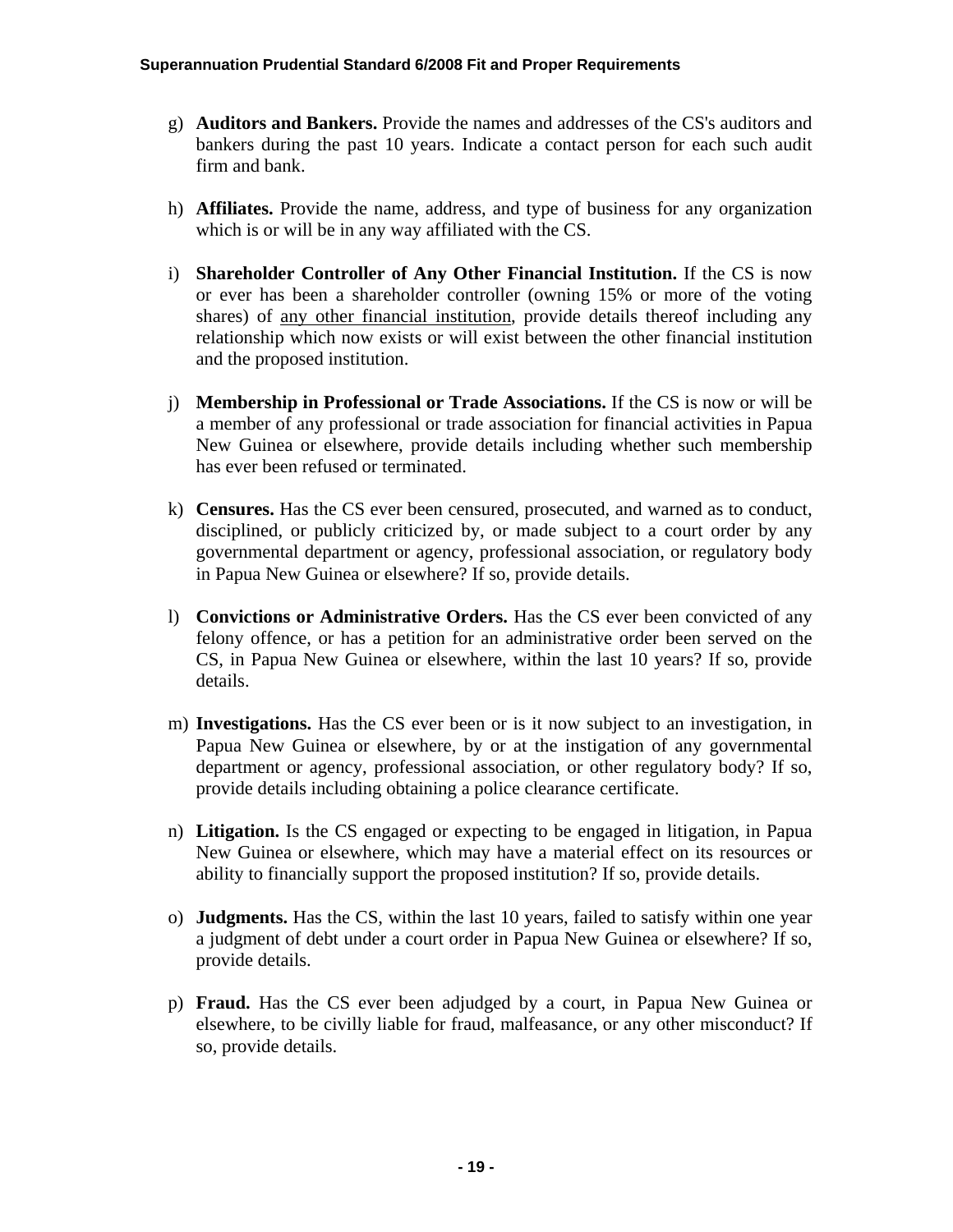g) **Auditors and Bankers.** Provide the names and addresses of the CS's auditors and bankers during the past 10 years. Indicate a contact person for each such audit firm and bank.

h) **Affiliates.** Provide the name, address, and type of business for any organization which is or will be in any way affiliated with the CS.

i) **Shareholder Controller of Any Other Financial Institution.** If the CS is now or ever has been a shareholder controller (owning 15% or more of the voting shares) of <u>any other financial institution</u>, provide details thereof including any relationship which now exists or will exist between the other financial institution and the proposed institution.

j) **Membership in Professional or Trade Associations.** If the CS is now or will be a member of any professional or trade association for financial activities in Papua New Guinea or elsewhere, provide details including whether such membership has ever been refused or terminated.

k) **Censures.** Has the CS ever been censured, prosecuted, and warned as to conduct, disciplined, or publicly criticized by, or made subject to a court order by any governmental department or agency, professional association, or regulatory body in Papua New Guinea or elsewhere? If so, provide details.

l) **Convictions or Administrative Orders.** Has the CS ever been convicted of any felony offence, or has a petition for an administrative order been served on the CS, in Papua New Guinea or elsewhere, within the last 10 years? If so, provide details.

m) **Investigations.** Has the CS ever been or is it now subject to an investigation, in Papua New Guinea or elsewhere, by or at the instigation of any governmental department or agency, professional association, or other regulatory body? If so, provide details including obtaining a police clearance certificate.

n) **Litigation.** Is the CS engaged or expecting to be engaged in litigation, in Papua New Guinea or elsewhere, which may have a material effect on its resources or ability to financially support the proposed institution? If so, provide details.

o) **Judgments.** Has the CS, within the last 10 years, failed to satisfy within one year a judgment of debt under a court order in Papua New Guinea or elsewhere? If so, provide details.

p) **Fraud.** Has the CS ever been adjudged by a court, in Papua New Guinea or elsewhere, to be civilly liable for fraud, malfeasance, or any other misconduct? If so, provide details.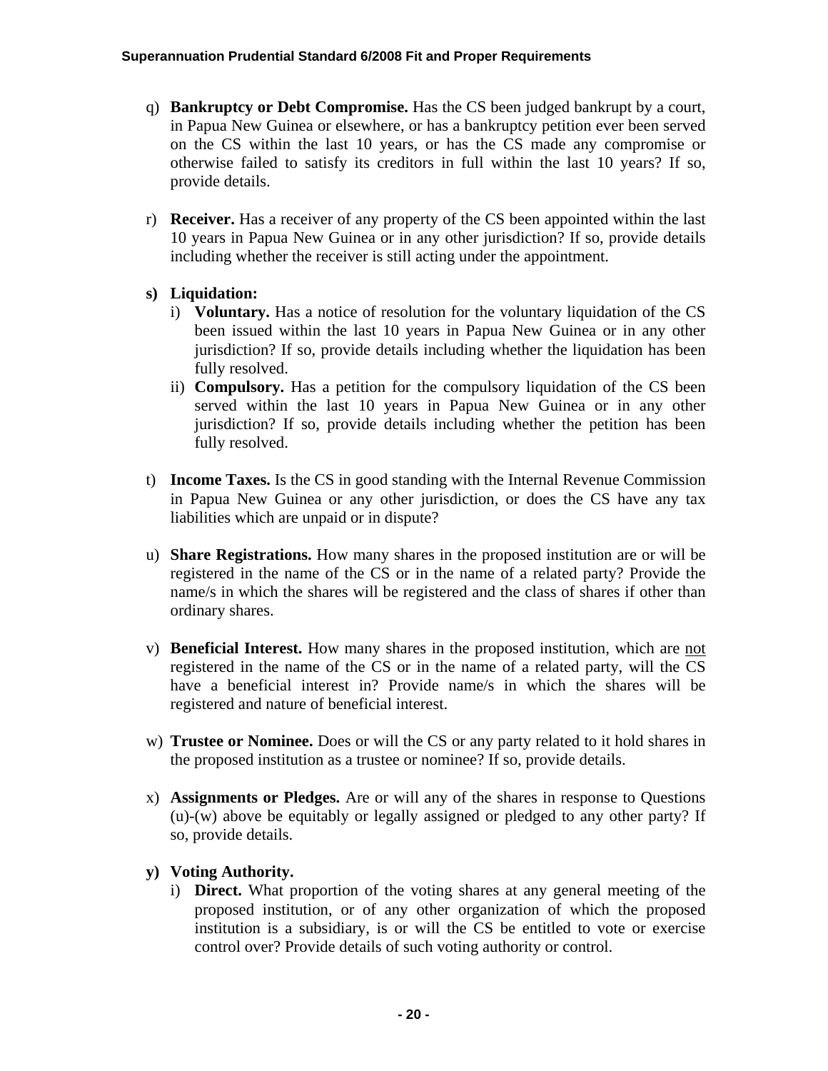q) **Bankruptcy or Debt Compromise.** Has the CS been judged bankrupt by a court, in Papua New Guinea or elsewhere, or has a bankruptcy petition ever been served on the CS within the last 10 years, or has the CS made any compromise or otherwise failed to satisfy its creditors in full within the last 10 years? If so, provide details.

r) **Receiver.** Has a receiver of any property of the CS been appointed within the last 10 years in Papua New Guinea or in any other jurisdiction? If so, provide details including whether the receiver is still acting under the appointment.

**s) Liquidation:**

   i) **Voluntary.** Has a notice of resolution for the voluntary liquidation of the CS been issued within the last 10 years in Papua New Guinea or in any other jurisdiction? If so, provide details including whether the liquidation has been fully resolved.

   ii) **Compulsory.** Has a petition for the compulsory liquidation of the CS been served within the last 10 years in Papua New Guinea or in any other jurisdiction? If so, provide details including whether the petition has been fully resolved.

t) **Income Taxes.** Is the CS in good standing with the Internal Revenue Commission in Papua New Guinea or any other jurisdiction, or does the CS have any tax liabilities which are unpaid or in dispute?

u) **Share Registrations.** How many shares in the proposed institution are or will be registered in the name of the CS or in the name of a related party? Provide the name/s in which the shares will be registered and the class of shares if other than ordinary shares.

v) **Beneficial Interest.** How many shares in the proposed institution, which are not registered in the name of the CS or in the name of a related party, will the CS have a beneficial interest in? Provide name/s in which the shares will be registered and nature of beneficial interest.

w) **Trustee or Nominee.** Does or will the CS or any party related to it hold shares in the proposed institution as a trustee or nominee? If so, provide details.

x) **Assignments or Pledges.** Are or will any of the shares in response to Questions (u)-(w) above be equitably or legally assigned or pledged to any other party? If so, provide details.

**y) Voting Authority.**

   i) **Direct.** What proportion of the voting shares at any general meeting of the proposed institution, or of any other organization of which the proposed institution is a subsidiary, is or will the CS be entitled to vote or exercise control over? Provide details of such voting authority or control.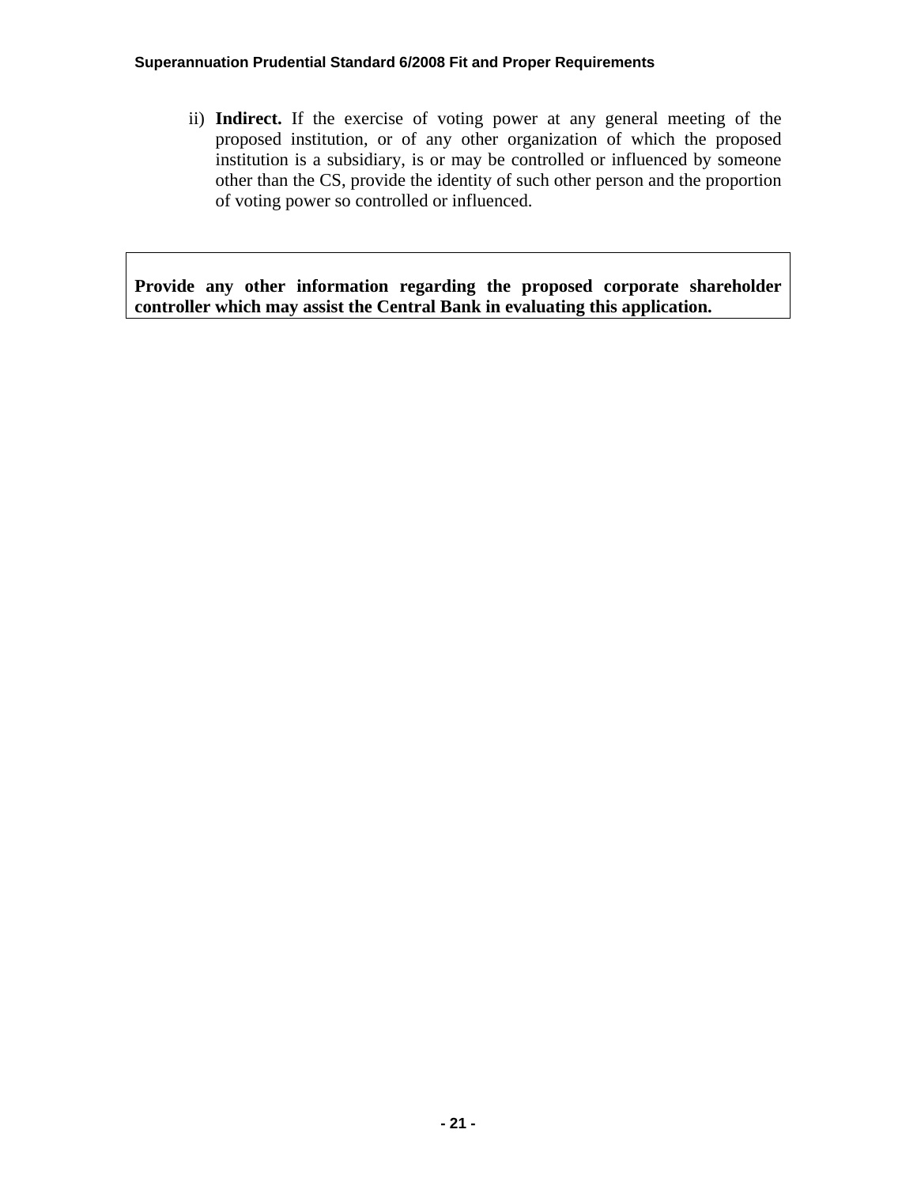ii) **Indirect.** If the exercise of voting power at any general meeting of the proposed institution, or of any other organization of which the proposed institution is a subsidiary, is or may be controlled or influenced by someone other than the CS, provide the identity of such other person and the proportion of voting power so controlled or influenced.

| **Provide any other information regarding the proposed corporate shareholder controller which may assist the Central Bank in evaluating this application.** |
|---|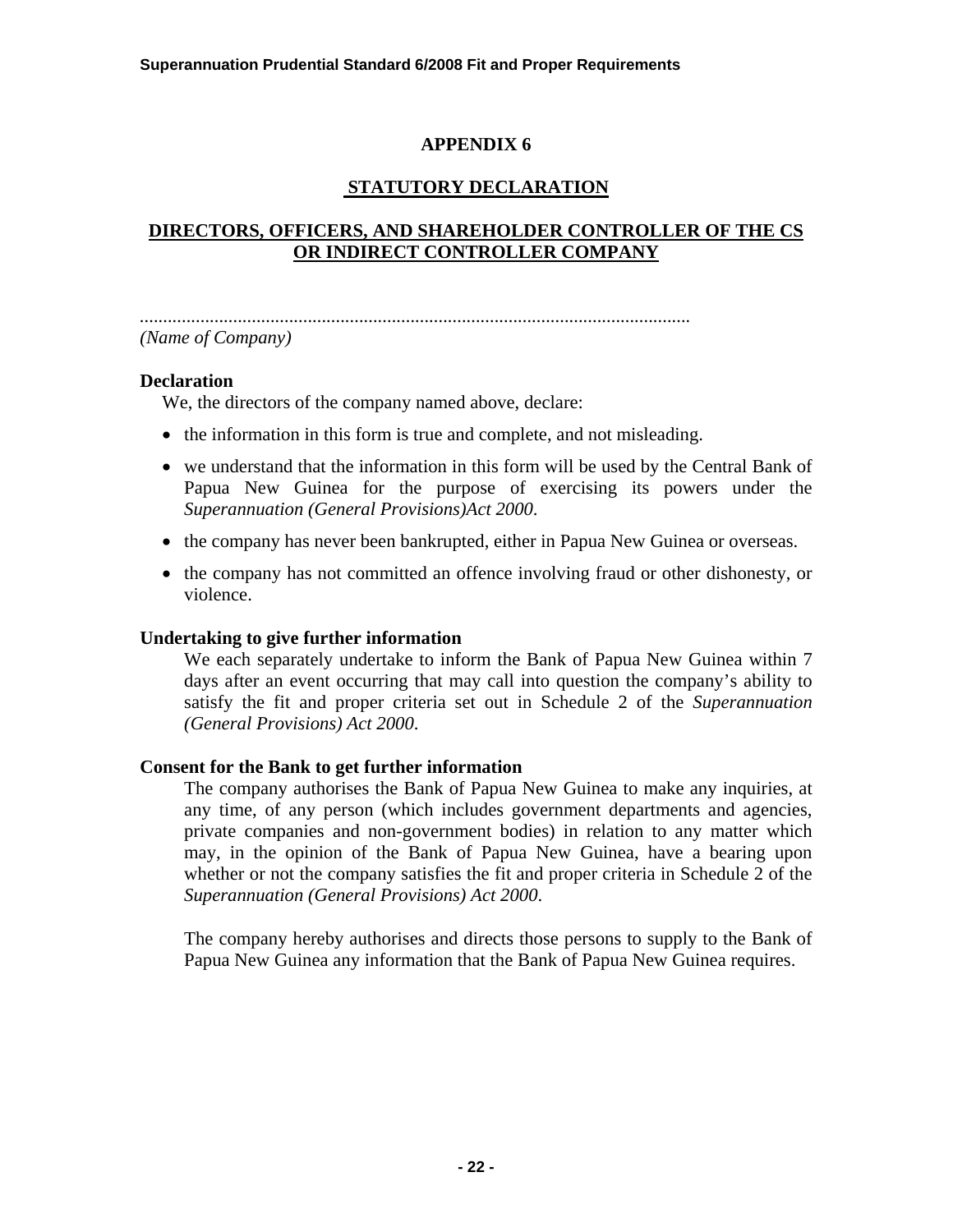# APPENDIX 6

## STATUTORY DECLARATION

## DIRECTORS, OFFICERS, AND SHAREHOLDER CONTROLLER OF THE CS OR INDIRECT CONTROLLER COMPANY

.......................................................................................................................

*(Name of Company)*

**Declaration**

We, the directors of the company named above, declare:

- the information in this form is true and complete, and not misleading.
- we understand that the information in this form will be used by the Central Bank of Papua New Guinea for the purpose of exercising its powers under the *Superannuation (General Provisions)Act 2000*.
- the company has never been bankrupted, either in Papua New Guinea or overseas.
- the company has not committed an offence involving fraud or other dishonesty, or violence.

**Undertaking to give further information**

We each separately undertake to inform the Bank of Papua New Guinea within 7 days after an event occurring that may call into question the company's ability to satisfy the fit and proper criteria set out in Schedule 2 of the *Superannuation (General Provisions) Act 2000*.

**Consent for the Bank to get further information**

The company authorises the Bank of Papua New Guinea to make any inquiries, at any time, of any person (which includes government departments and agencies, private companies and non-government bodies) in relation to any matter which may, in the opinion of the Bank of Papua New Guinea, have a bearing upon whether or not the company satisfies the fit and proper criteria in Schedule 2 of the *Superannuation (General Provisions) Act 2000*.

The company hereby authorises and directs those persons to supply to the Bank of Papua New Guinea any information that the Bank of Papua New Guinea requires.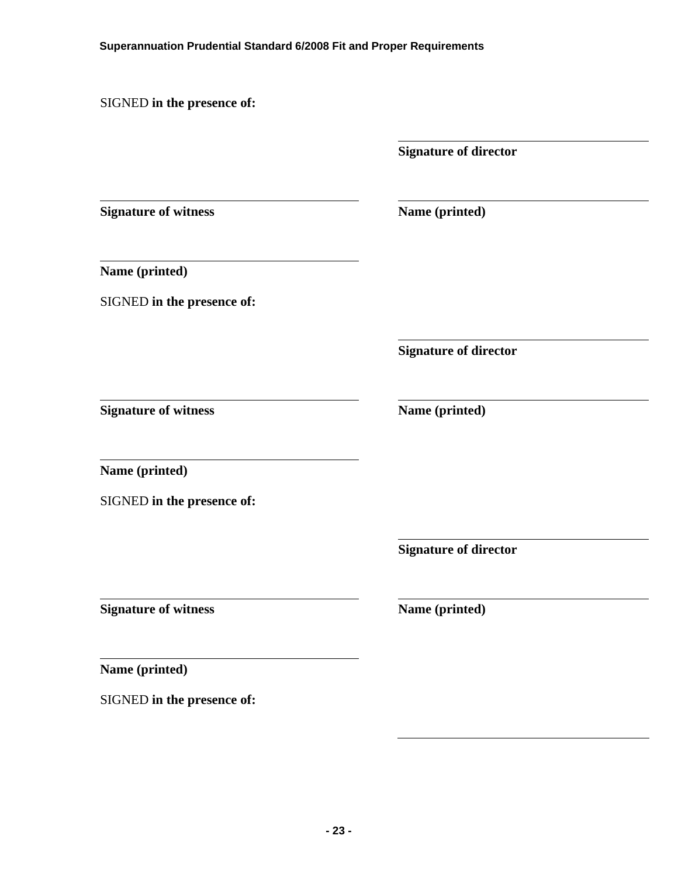SIGNED **in the presence of:**

\_\_\_\_\_\_\_\_\_\_\_\_\_\_\_\_\_\_\_\_\_\_\_\_\_\_\_\_\_\_

**Signature of director**

\_\_\_\_\_\_\_\_\_\_\_\_\_\_\_\_\_\_\_\_\_\_\_\_\_\_\_\_\_\_

**Signature of witness**

\_\_\_\_\_\_\_\_\_\_\_\_\_\_\_\_\_\_\_\_\_\_\_\_\_\_\_\_\_\_

**Name (printed)**

\_\_\_\_\_\_\_\_\_\_\_\_\_\_\_\_\_\_\_\_\_\_\_\_\_\_\_\_\_\_

**Name (printed)**

SIGNED **in the presence of:**

\_\_\_\_\_\_\_\_\_\_\_\_\_\_\_\_\_\_\_\_\_\_\_\_\_\_\_\_\_\_

**Signature of director**

\_\_\_\_\_\_\_\_\_\_\_\_\_\_\_\_\_\_\_\_\_\_\_\_\_\_\_\_\_\_

**Signature of witness**

\_\_\_\_\_\_\_\_\_\_\_\_\_\_\_\_\_\_\_\_\_\_\_\_\_\_\_\_\_\_

**Name (printed)**

\_\_\_\_\_\_\_\_\_\_\_\_\_\_\_\_\_\_\_\_\_\_\_\_\_\_\_\_\_\_

**Name (printed)**

SIGNED **in the presence of:**

\_\_\_\_\_\_\_\_\_\_\_\_\_\_\_\_\_\_\_\_\_\_\_\_\_\_\_\_\_\_

**Signature of director**

\_\_\_\_\_\_\_\_\_\_\_\_\_\_\_\_\_\_\_\_\_\_\_\_\_\_\_\_\_\_

**Signature of witness**

\_\_\_\_\_\_\_\_\_\_\_\_\_\_\_\_\_\_\_\_\_\_\_\_\_\_\_\_\_\_

**Name (printed)**

\_\_\_\_\_\_\_\_\_\_\_\_\_\_\_\_\_\_\_\_\_\_\_\_\_\_\_\_\_\_

**Name (printed)**

SIGNED **in the presence of:**

\_\_\_\_\_\_\_\_\_\_\_\_\_\_\_\_\_\_\_\_\_\_\_\_\_\_\_\_\_\_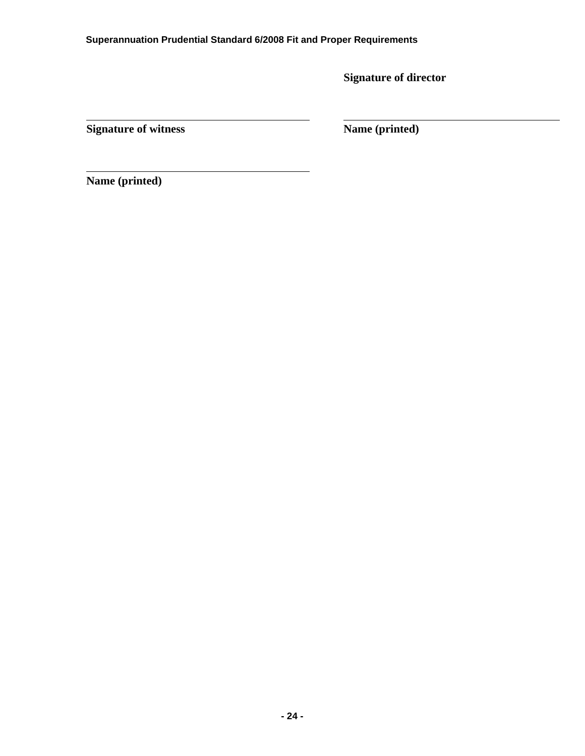**Signature of director**

______________________________ ______________________________

**Signature of witness** **Name (printed)**

______________________________

**Name (printed)**